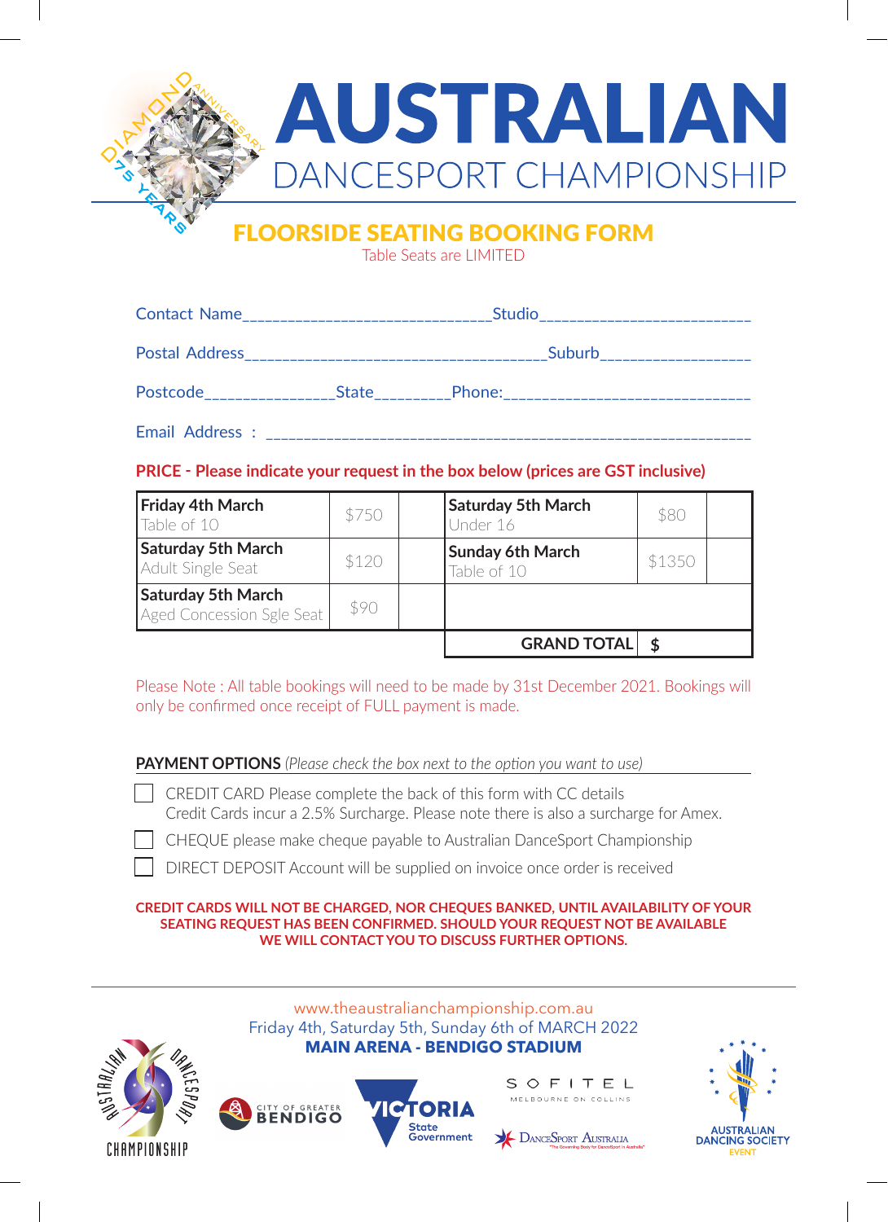DIAMOND ANNIVERSARY 75 YEARS

# AUSTRALIAN DANCESPORT CHAMPIONSHIP

## FLOORSIDE SEATING BOOKING FORM

Table Seats are LIMITED

Contact Name_____________________________Studio________________________

Postal Address____________________________________Suburb__________________

Postcode_______________State_________Phone:_____________________________

Email Address : ____________________________________________________________

**PRICE - Please indicate your request in the box below (prices are GST inclusive)**

| | | | | | |
|---|---|---|---|---|---|
| **Friday 4th March** Table of 10 | $750 | | **Saturday 5th March** Under 16 | $80 | |
| **Saturday 5th March** Adult Single Seat | $120 | | **Sunday 6th March** Table of 10 | $1350 | |
| **Saturday 5th March** Aged Concession Sgle Seat | $90 | | | | |
| | | | **GRAND TOTAL** | **$** | |

Please Note : All table bookings will need to be made by 31st December 2021. Bookings will only be confirmed once receipt of FULL payment is made.

**PAYMENT OPTIONS** *(Please check the box next to the option you want to use)*

- ☐ CREDIT CARD Please complete the back of this form with CC details
  Credit Cards incur a 2.5% Surcharge. Please note there is also a surcharge for Amex.
- ☐ CHEQUE please make cheque payable to Australian DanceSport Championship
- ☐ DIRECT DEPOSIT Account will be supplied on invoice once order is received

**CREDIT CARDS WILL NOT BE CHARGED, NOR CHEQUES BANKED, UNTIL AVAILABILITY OF YOUR SEATING REQUEST HAS BEEN CONFIRMED. SHOULD YOUR REQUEST NOT BE AVAILABLE WE WILL CONTACT YOU TO DISCUSS FURTHER OPTIONS.**

www.theaustralianchampionship.com.au

Friday 4th, Saturday 5th, Sunday 6th of MARCH 2022

**MAIN ARENA - BENDIGO STADIUM**

AUSTRALIAN DANCESPORT CHAMPIONSHIP | CITY OF GREATER BENDIGO | VICTORIA State Government | SOFITEL MELBOURNE ON COLLINS | DanceSport Australia | AUSTRALIAN DANCING SOCIETY EVENT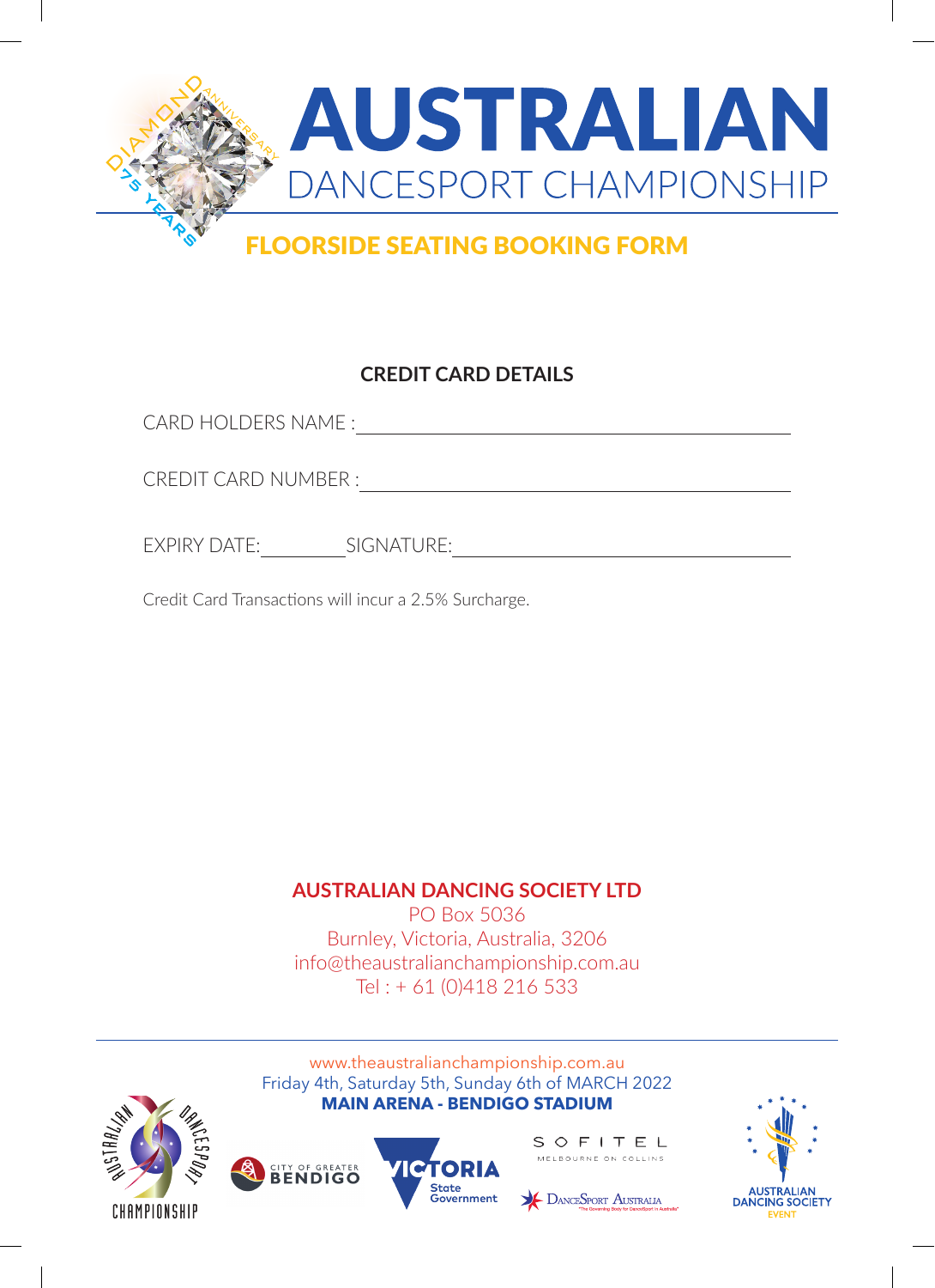# AUSTRALIAN DANCESPORT CHAMPIONSHIP

## FLOORSIDE SEATING BOOKING FORM

### CREDIT CARD DETAILS

CARD HOLDERS NAME : ______________________________

CREDIT CARD NUMBER : ______________________________

EXPIRY DATE: __________ SIGNATURE: ______________________________

Credit Card Transactions will incur a 2.5% Surcharge.

**AUSTRALIAN DANCING SOCIETY LTD**
PO Box 5036
Burnley, Victoria, Australia, 3206
info@theaustralianchampionship.com.au
Tel : + 61 (0)418 216 533

www.theaustralianchampionship.com.au
Friday 4th, Saturday 5th, Sunday 6th of MARCH 2022
**MAIN ARENA - BENDIGO STADIUM**